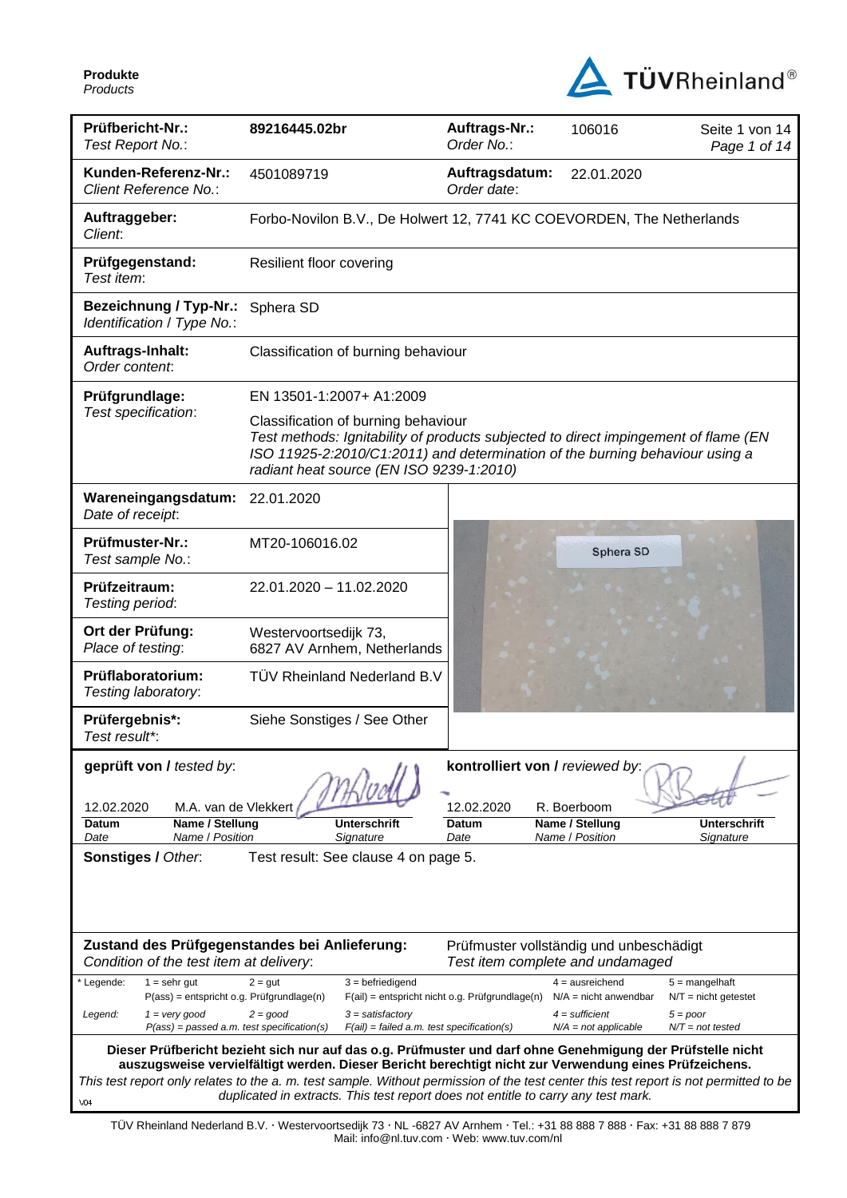**Produkte**
*Products*

TÜVRheinland®

| | | | | |
|---|---|---|---|---|
| **Prüfbericht-Nr.:** *Test Report No.:* | **89216445.02br** | **Auftrags-Nr.:** *Order No.:* | 106016 | Seite 1 von 14 *Page 1 of 14* |
| **Kunden-Referenz-Nr.:** *Client Reference No.:* | 4501089719 | **Auftragsdatum:** *Order date:* | 22.01.2020 | |
| **Auftraggeber:** *Client:* | Forbo-Novilon B.V., De Holwert 12, 7741 KC COEVORDEN, The Netherlands | | | |
| **Prüfgegenstand:** *Test item:* | Resilient floor covering | | | |
| **Bezeichnung / Typ-Nr.:** *Identification / Type No.:* | Sphera SD | | | |
| **Auftrags-Inhalt:** *Order content:* | Classification of burning behaviour | | | |
| **Prüfgrundlage:** *Test specification:* | EN 13501-1:2007+ A1:2009<br>Classification of burning behaviour<br>*Test methods: Ignitability of products subjected to direct impingement of flame (EN ISO 11925-2:2010/C1:2011) and determination of the burning behaviour using a radiant heat source (EN ISO 9239-1:2010)* | | | |
| **Wareneingangsdatum:** *Date of receipt:* | 22.01.2020 | | | |
| **Prüfmuster-Nr.:** *Test sample No.:* | MT20-106016.02 | | | |
| **Prüfzeitraum:** *Testing period:* | 22.01.2020 – 11.02.2020 | | | |
| **Ort der Prüfung:** *Place of testing:* | Westervoortsedijk 73, 6827 AV Arnhem, Netherlands | | | |
| **Prüflaboratorium:** *Testing laboratory:* | TÜV Rheinland Nederland B.V | | | |
| **Prüfergebnis\*:** *Test result\*:* | Siehe Sonstiges / See Other | | | |

Sphera SD

| **geprüft von / *tested by*:** | | | **kontrolliert von / *reviewed by*:** | | |
|---|---|---|---|---|---|
| 12.02.2020 | M.A. van de Vlekkert | [signature] | 12.02.2020 | R. Boerboom | [signature] |
| **Datum** *Date* | **Name / Stellung** *Name / Position* | **Unterschrift** *Signature* | **Datum** *Date* | **Name / Stellung** *Name / Position* | **Unterschrift** *Signature* |

**Sonstiges / *Other*:** Test result: See clause 4 on page 5.

**Zustand des Prüfgegenstandes bei Anlieferung:** *Condition of the test item at delivery:* Prüfmuster vollständig und unbeschädigt *Test item complete and undamaged*

| | | | | | |
|---|---|---|---|---|---|
| \* Legende: | 1 = sehr gut | 2 = gut | 3 = befriedigend | 4 = ausreichend | 5 = mangelhaft |
| | P(ass) = entspricht o.g. Prüfgrundlage(n) | | F(ail) = entspricht nicht o.g. Prüfgrundlage(n) | N/A = nicht anwendbar | N/T = nicht getestet |
| *Legend:* | *1 = very good* | *2 = good* | *3 = satisfactory* | *4 = sufficient* | *5 = poor* |
| | *P(ass) = passed a.m. test specification(s)* | | *F(ail) = failed a.m. test specification(s)* | *N/A = not applicable* | *N/T = not tested* |

**Dieser Prüfbericht bezieht sich nur auf das o.g. Prüfmuster und darf ohne Genehmigung der Prüfstelle nicht auszugsweise vervielfältigt werden. Dieser Bericht berechtigt nicht zur Verwendung eines Prüfzeichens.**
*This test report only relates to the a. m. test sample. Without permission of the test center this test report is not permitted to be duplicated in extracts. This test report does not entitle to carry any test mark.*

V04

TÜV Rheinland Nederland B.V. · Westervoortsedijk 73 · NL -6827 AV Arnhem · Tel.: +31 88 888 7 888 · Fax: +31 88 888 7 879
Mail: info@nl.tuv.com · Web: www.tuv.com/nl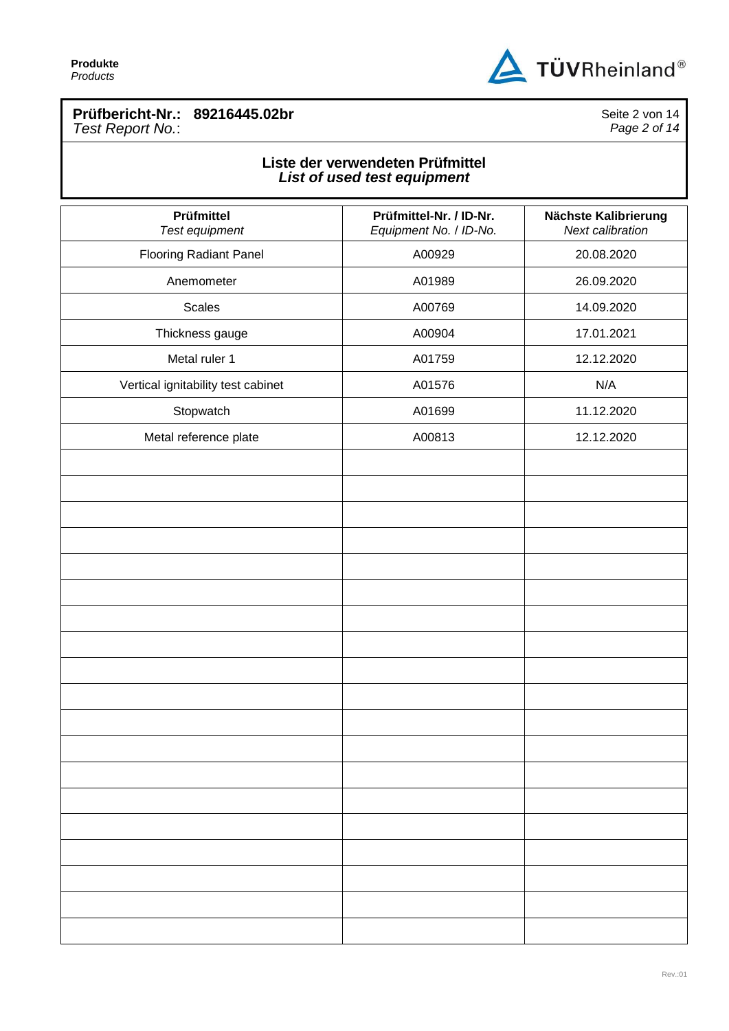**Prüfbericht-Nr.: 89216445.02br**
*Test Report No.:*

## Liste der verwendeten Prüfmittel
## *List of used test equipment*

| Prüfmittel<br>*Test equipment* | Prüfmittel-Nr. / ID-Nr.<br>*Equipment No. / ID-No.* | Nächste Kalibrierung<br>*Next calibration* |
|---|---|---|
| Flooring Radiant Panel | A00929 | 20.08.2020 |
| Anemometer | A01989 | 26.09.2020 |
| Scales | A00769 | 14.09.2020 |
| Thickness gauge | A00904 | 17.01.2021 |
| Metal ruler 1 | A01759 | 12.12.2020 |
| Vertical ignitability test cabinet | A01576 | N/A |
| Stopwatch | A01699 | 11.12.2020 |
| Metal reference plate | A00813 | 12.12.2020 |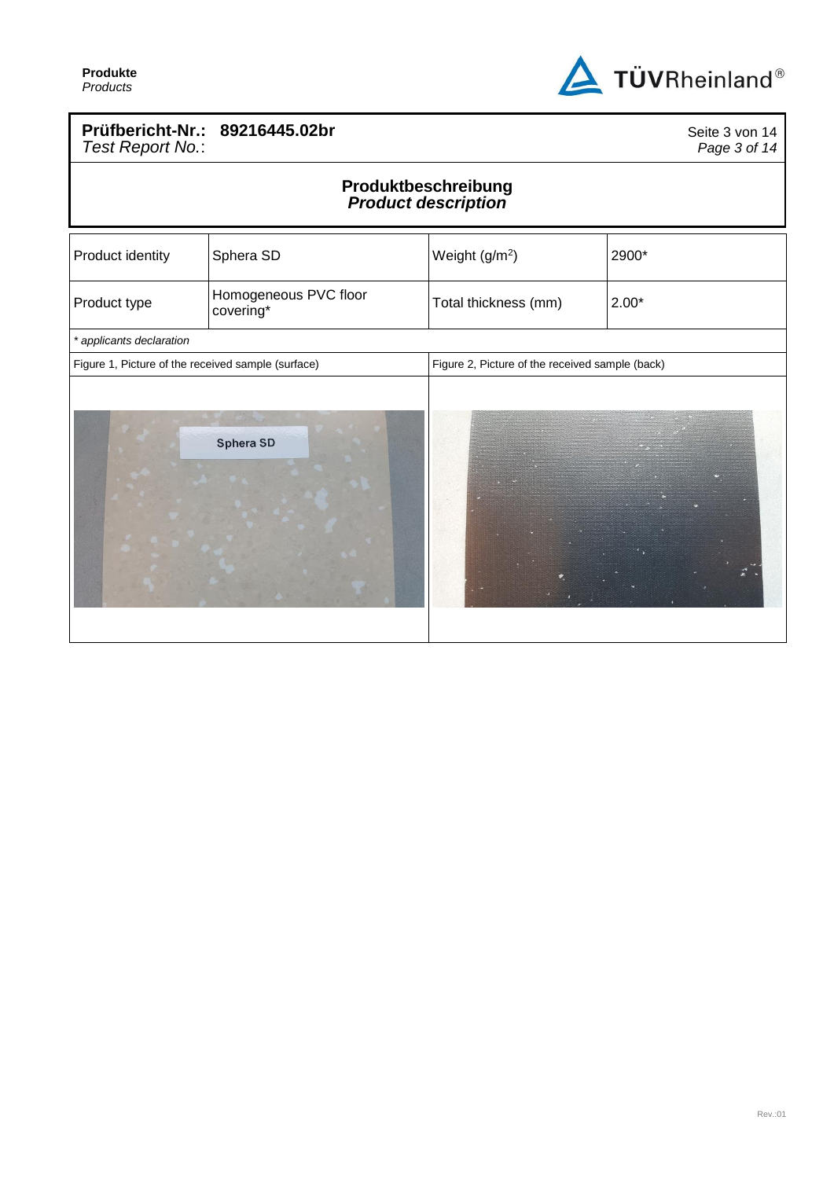**Prüfbericht-Nr.: 89216445.02br**
*Test Report No.:*

## Produktbeschreibung
## *Product description*

| Product identity | Sphera SD | Weight (g/m²) | 2900* |
|---|---|---|---|
| Product type | Homogeneous PVC floor covering* | Total thickness (mm) | 2.00* |

*\* applicants declaration*

Figure 1, Picture of the received sample (surface)

Figure 2, Picture of the received sample (back)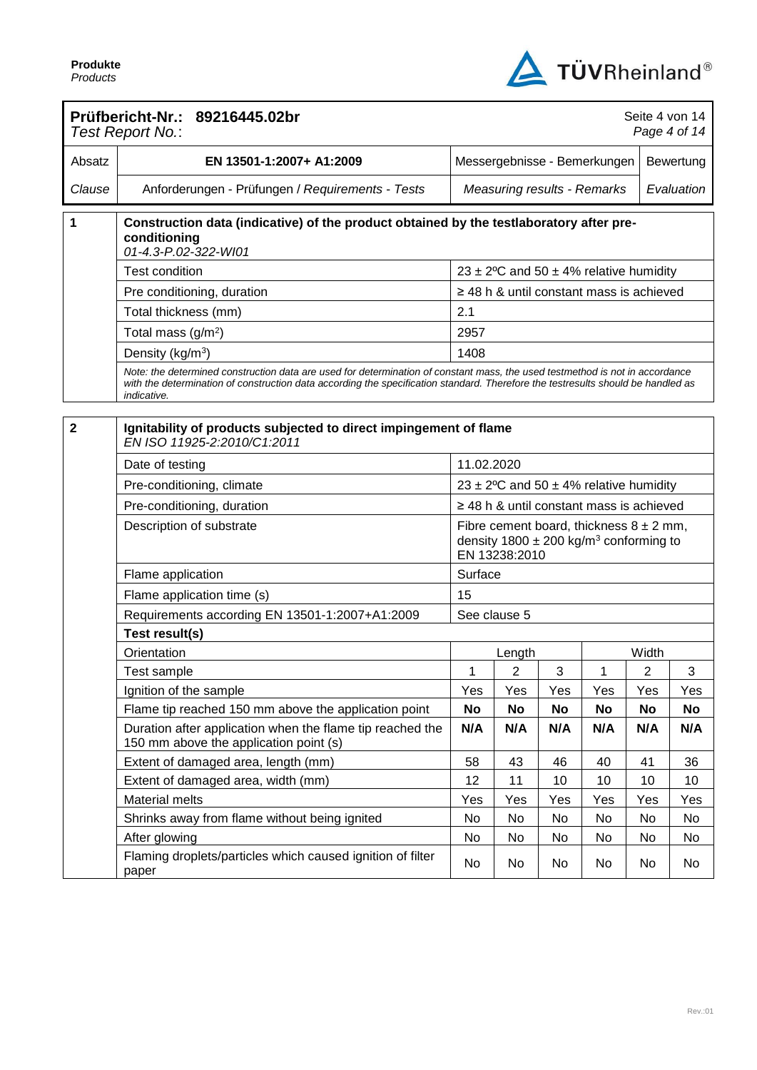**Produkte**
*Products*

**Prüfbericht-Nr.: 89216445.02br**
*Test Report No.:*

| Absatz / *Clause* | EN 13501-1:2007+ A1:2009 / Anforderungen - Prüfungen / *Requirements - Tests* | Messergebnisse - Bemerkungen / *Measuring results - Remarks* | Bewertung / *Evaluation* |
|---|---|---|---|

**1 Construction data (indicative) of the product obtained by the testlaboratory after pre-conditioning**
*01-4.3-P.02-322-WI01*

| Test condition | 23 ± 2ºC and 50 ± 4% relative humidity |
|---|---|
| Pre conditioning, duration | ≥ 48 h & until constant mass is achieved |
| Total thickness (mm) | 2.1 |
| Total mass (g/m²) | 2957 |
| Density (kg/m³) | 1408 |

*Note: the determined construction data are used for determination of constant mass, the used testmethod is not in accordance with the determination of construction data according the specification standard. Therefore the testresults should be handled as indicative.*

**2 Ignitability of products subjected to direct impingement of flame**
*EN ISO 11925-2:2010/C1:2011*

| Date of testing | 11.02.2020 |
|---|---|
| Pre-conditioning, climate | 23 ± 2ºC and 50 ± 4% relative humidity |
| Pre-conditioning, duration | ≥ 48 h & until constant mass is achieved |
| Description of substrate | Fibre cement board, thickness 8 ± 2 mm, density 1800 ± 200 kg/m³ conforming to EN 13238:2010 |
| Flame application | Surface |
| Flame application time (s) | 15 |
| Requirements according EN 13501-1:2007+A1:2009 | See clause 5 |

**Test result(s)**

| Orientation | Length | | | Width | | |
|---|---|---|---|---|---|---|
| Test sample | 1 | 2 | 3 | 1 | 2 | 3 |
| Ignition of the sample | Yes | Yes | Yes | Yes | Yes | Yes |
| Flame tip reached 150 mm above the application point | **No** | **No** | **No** | **No** | **No** | **No** |
| Duration after application when the flame tip reached the 150 mm above the application point (s) | **N/A** | **N/A** | **N/A** | **N/A** | **N/A** | **N/A** |
| Extent of damaged area, length (mm) | 58 | 43 | 46 | 40 | 41 | 36 |
| Extent of damaged area, width (mm) | 12 | 11 | 10 | 10 | 10 | 10 |
| Material melts | Yes | Yes | Yes | Yes | Yes | Yes |
| Shrinks away from flame without being ignited | No | No | No | No | No | No |
| After glowing | No | No | No | No | No | No |
| Flaming droplets/particles which caused ignition of filter paper | No | No | No | No | No | No |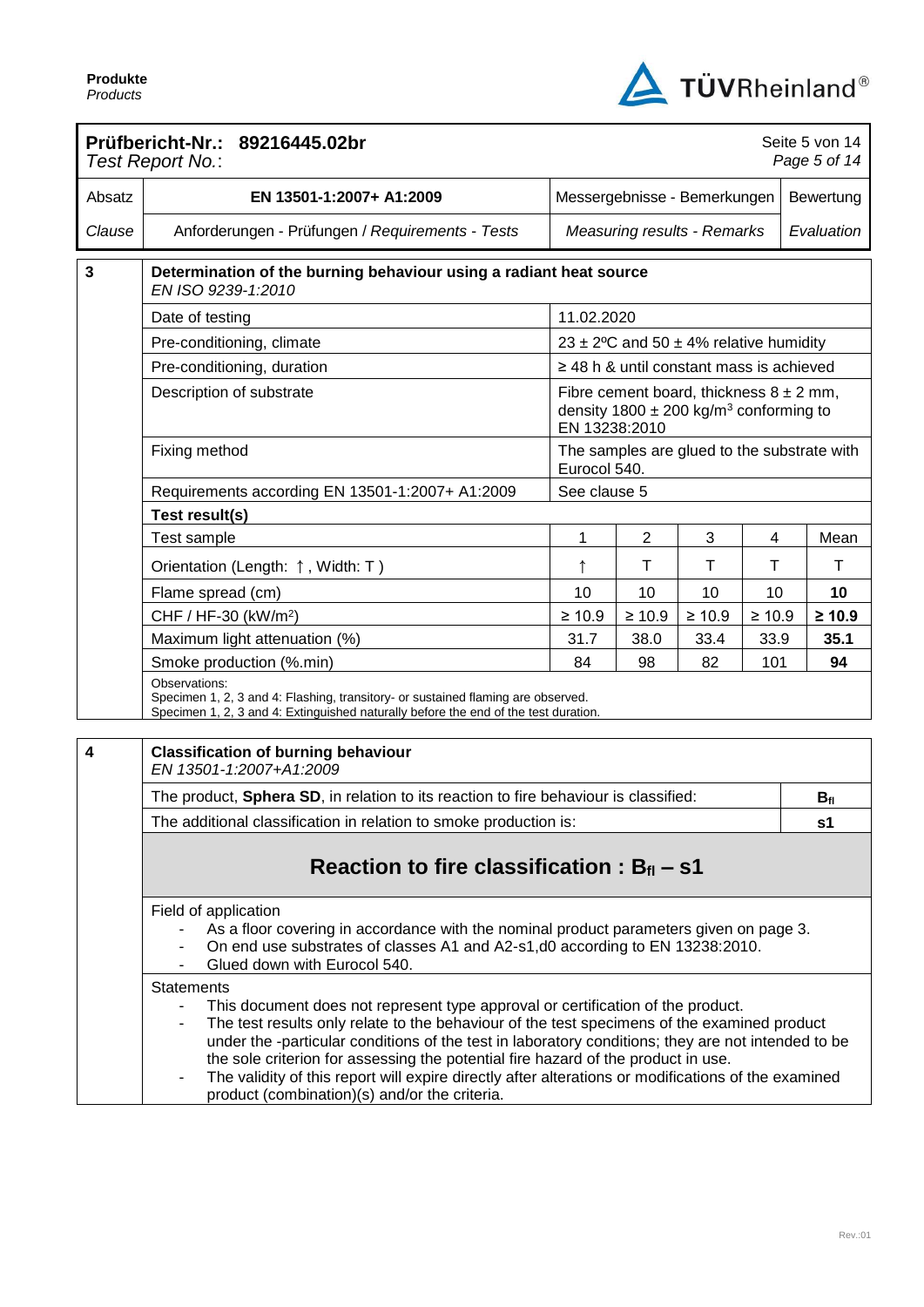**Prüfbericht-Nr.: 89216445.02br**
*Test Report No.:*

| Absatz | EN 13501-1:2007+ A1:2009 | Messergebnisse - Bemerkungen | Bewertung |
|---|---|---|---|
| *Clause* | Anforderungen - Prüfungen / *Requirements - Tests* | *Measuring results - Remarks* | *Evaluation* |

## 3 Determination of the burning behaviour using a radiant heat source

*EN ISO 9239-1:2010*

| | | | | | |
|---|---|---|---|---|---|
| Date of testing | 11.02.2020 | | | | |
| Pre-conditioning, climate | 23 ± 2ºC and 50 ± 4% relative humidity | | | | |
| Pre-conditioning, duration | ≥ 48 h & until constant mass is achieved | | | | |
| Description of substrate | Fibre cement board, thickness 8 ± 2 mm, density 1800 ± 200 kg/m³ conforming to EN 13238:2010 | | | | |
| Fixing method | The samples are glued to the substrate with Eurocol 540. | | | | |
| Requirements according EN 13501-1:2007+ A1:2009 | See clause 5 | | | | |
| **Test result(s)** | | | | | |
| Test sample | 1 | 2 | 3 | 4 | Mean |
| Orientation (Length: ↑ , Width: T ) | ↑ | T | T | T | T |
| Flame spread (cm) | 10 | 10 | 10 | 10 | **10** |
| CHF / HF-30 (kW/m²) | ≥ 10.9 | ≥ 10.9 | ≥ 10.9 | ≥ 10.9 | **≥ 10.9** |
| Maximum light attenuation (%) | 31.7 | 38.0 | 33.4 | 33.9 | **35.1** |
| Smoke production (%.min) | 84 | 98 | 82 | 101 | **94** |

Observations:
Specimen 1, 2, 3 and 4: Flashing, transitory- or sustained flaming are observed.
Specimen 1, 2, 3 and 4: Extinguished naturally before the end of the test duration.

## 4 Classification of burning behaviour

*EN 13501-1:2007+A1:2009*

| | |
|---|---|
| The product, **Sphera SD**, in relation to its reaction to fire behaviour is classified: | **$B_{fl}$** |
| The additional classification in relation to smoke production is: | **s1** |

### Reaction to fire classification : $B_{fl}$ – s1

Field of application

- As a floor covering in accordance with the nominal product parameters given on page 3.
- On end use substrates of classes A1 and A2-s1,d0 according to EN 13238:2010.
- Glued down with Eurocol 540.

Statements

- This document does not represent type approval or certification of the product.
- The test results only relate to the behaviour of the test specimens of the examined product under the -particular conditions of the test in laboratory conditions; they are not intended to be the sole criterion for assessing the potential fire hazard of the product in use.
- The validity of this report will expire directly after alterations or modifications of the examined product (combination)(s) and/or the criteria.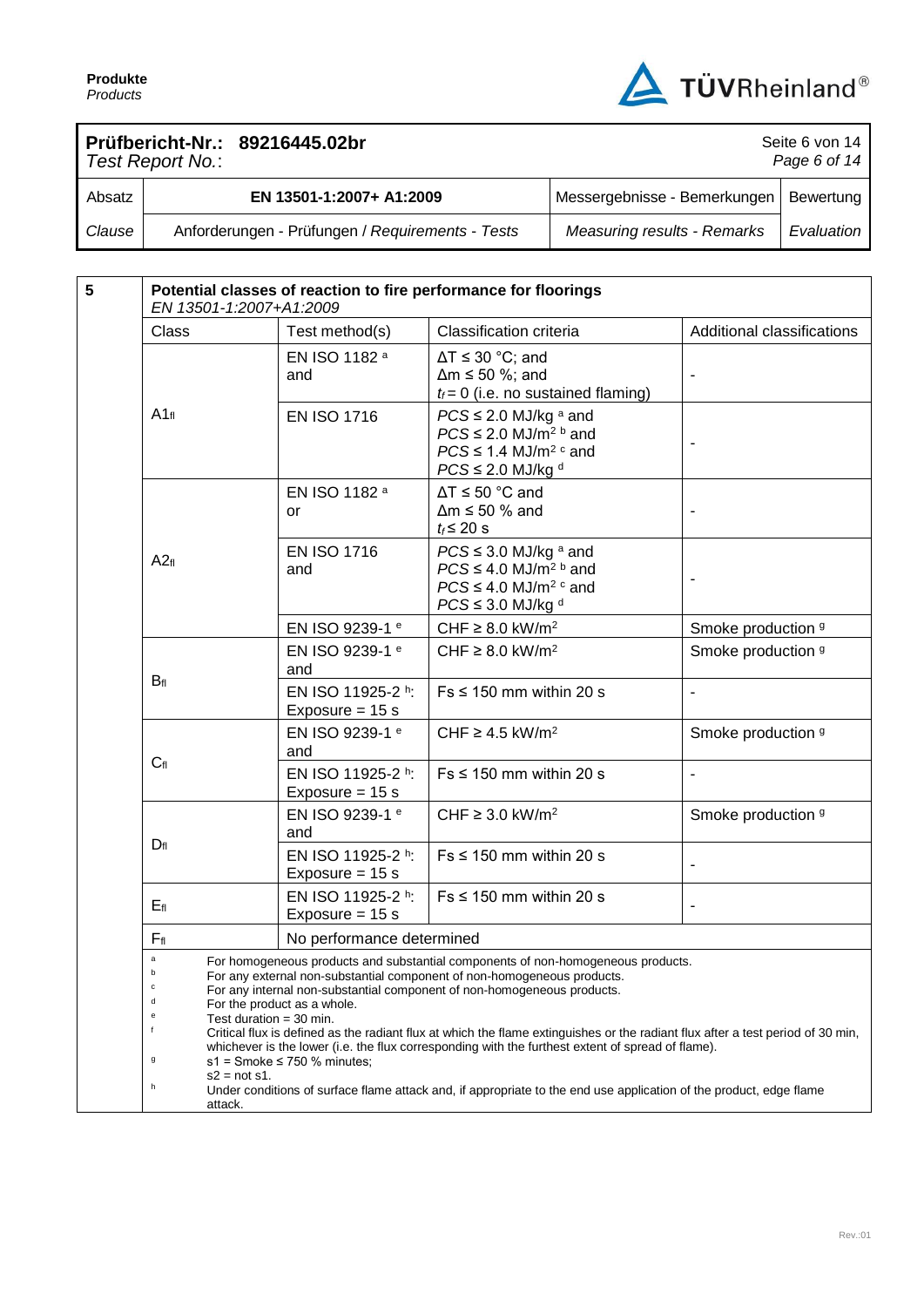| Absatz | EN 13501-1:2007+ A1:2009 | Messergebnisse - Bemerkungen | Bewertung |
|---|---|---|---|
| *Clause* | Anforderungen - Prüfungen / *Requirements - Tests* | *Measuring results - Remarks* | *Evaluation* |

**5** **Potential classes of reaction to fire performance for floorings**
*EN 13501-1:2007+A1:2009*

| Class | Test method(s) | Classification criteria | Additional classifications |
|---|---|---|---|
| $A1_{fl}$ | EN ISO 1182 [a] and | $\Delta T \leq 30$ °C; and $\Delta m \leq 50$ %; and $t_f = 0$ (i.e. no sustained flaming) | - |
| | EN ISO 1716 | $PCS \leq 2.0$ MJ/kg [a] and $PCS \leq 2.0$ MJ/m² [b] and $PCS \leq 1.4$ MJ/m² [c] and $PCS \leq 2.0$ MJ/kg [d] | - |
| $A2_{fl}$ | EN ISO 1182 [a] or | $\Delta T \leq 50$ °C and $\Delta m \leq 50$ % and $t_f \leq 20$ s | - |
| | EN ISO 1716 and | $PCS \leq 3.0$ MJ/kg [a] and $PCS \leq 4.0$ MJ/m² [b] and $PCS \leq 4.0$ MJ/m² [c] and $PCS \leq 3.0$ MJ/kg [d] | - |
| | EN ISO 9239-1 [e] | CHF ≥ 8.0 kW/m² | Smoke production [g] |
| $B_{fl}$ | EN ISO 9239-1 [e] and | CHF ≥ 8.0 kW/m² | Smoke production [g] |
| | EN ISO 11925-2 [h]: Exposure = 15 s | Fs ≤ 150 mm within 20 s | - |
| $C_{fl}$ | EN ISO 9239-1 [e] and | CHF ≥ 4.5 kW/m² | Smoke production [g] |
| | EN ISO 11925-2 [h]: Exposure = 15 s | Fs ≤ 150 mm within 20 s | - |
| $D_{fl}$ | EN ISO 9239-1 [e] and | CHF ≥ 3.0 kW/m² | Smoke production [g] |
| | EN ISO 11925-2 [h]: Exposure = 15 s | Fs ≤ 150 mm within 20 s | - |
| $E_{fl}$ | EN ISO 11925-2 [h]: Exposure = 15 s | Fs ≤ 150 mm within 20 s | - |
| $F_{fl}$ | No performance determined | | |

[a] For homogeneous products and substantial components of non-homogeneous products.
[b] For any external non-substantial component of non-homogeneous products.
[c] For any internal non-substantial component of non-homogeneous products.
[d] For the product as a whole.
[e] Test duration = 30 min.
[f] Critical flux is defined as the radiant flux at which the flame extinguishes or the radiant flux after a test period of 30 min, whichever is the lower (i.e. the flux corresponding with the furthest extent of spread of flame).
[g] s1 = Smoke ≤ 750 % minutes;
s2 = not s1.
[h] Under conditions of surface flame attack and, if appropriate to the end use application of the product, edge flame attack.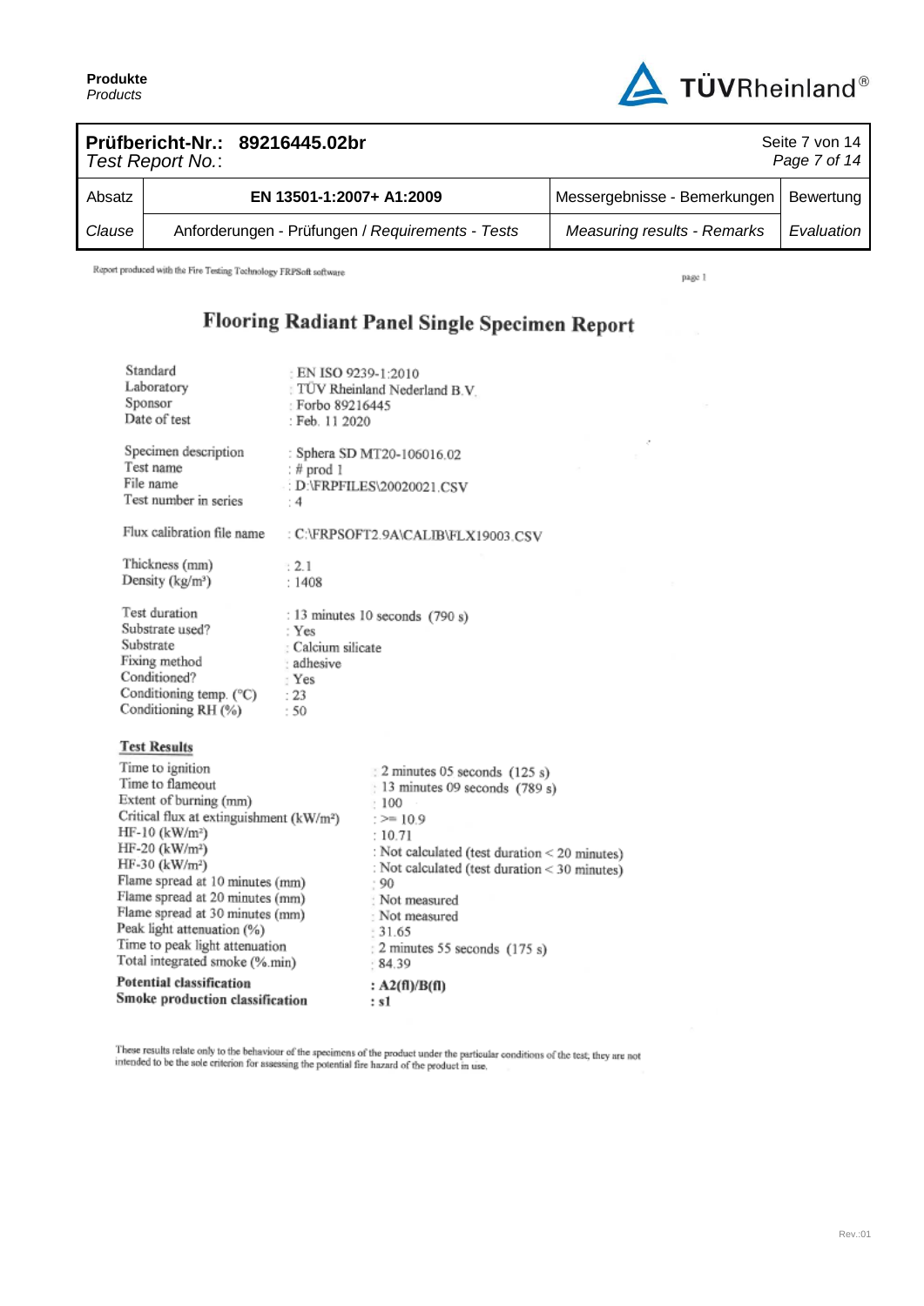| Prüfbericht-Nr.: 89216445.02br<br>*Test Report No.*: | | | Seite 7 von 14<br>*Page 7 of 14* |
|---|---|---|---|
| Absatz | EN 13501-1:2007+ A1:2009 | Messergebnisse - Bemerkungen | Bewertung |
| *Clause* | Anforderungen - Prüfungen / *Requirements - Tests* | *Measuring results - Remarks* | *Evaluation* |

Report produced with the Fire Testing Technology FRPSoft software

page 1

# Flooring Radiant Panel Single Specimen Report

| | |
|---|---|
| Standard | : EN ISO 9239-1:2010 |
| Laboratory | : TÜV Rheinland Nederland B.V. |
| Sponsor | : Forbo 89216445 |
| Date of test | : Feb. 11 2020 |
| Specimen description | : Sphera SD MT20-106016.02 |
| Test name | : # prod 1 |
| File name | : D:\FRPFILES\20020021.CSV |
| Test number in series | : 4 |
| Flux calibration file name | : C:\FRPSOFT2.9A\CALIB\FLX19003.CSV |
| Thickness (mm) | : 2.1 |
| Density (kg/m³) | : 1408 |
| Test duration | : 13 minutes 10 seconds (790 s) |
| Substrate used? | : Yes |
| Substrate | : Calcium silicate |
| Fixing method | : adhesive |
| Conditioned? | : Yes |
| Conditioning temp. (°C) | : 23 |
| Conditioning RH (%) | : 50 |

## Test Results

| | |
|---|---|
| Time to ignition | : 2 minutes 05 seconds (125 s) |
| Time to flameout | : 13 minutes 09 seconds (789 s) |
| Extent of burning (mm) | : 100 |
| Critical flux at extinguishment (kW/m²) | : >= 10.9 |
| HF-10 (kW/m²) | : 10.71 |
| HF-20 (kW/m²) | : Not calculated (test duration < 20 minutes) |
| HF-30 (kW/m²) | : Not calculated (test duration < 30 minutes) |
| Flame spread at 10 minutes (mm) | : 90 |
| Flame spread at 20 minutes (mm) | : Not measured |
| Flame spread at 30 minutes (mm) | : Not measured |
| Peak light attenuation (%) | : 31.65 |
| Time to peak light attenuation | : 2 minutes 55 seconds (175 s) |
| Total integrated smoke (%.min) | : 84.39 |
| **Potential classification** | **: A2(fl)/B(fl)** |
| **Smoke production classification** | **: s1** |

These results relate only to the behaviour of the specimens of the product under the particular conditions of the test; they are not intended to be the sole criterion for assessing the potential fire hazard of the product in use.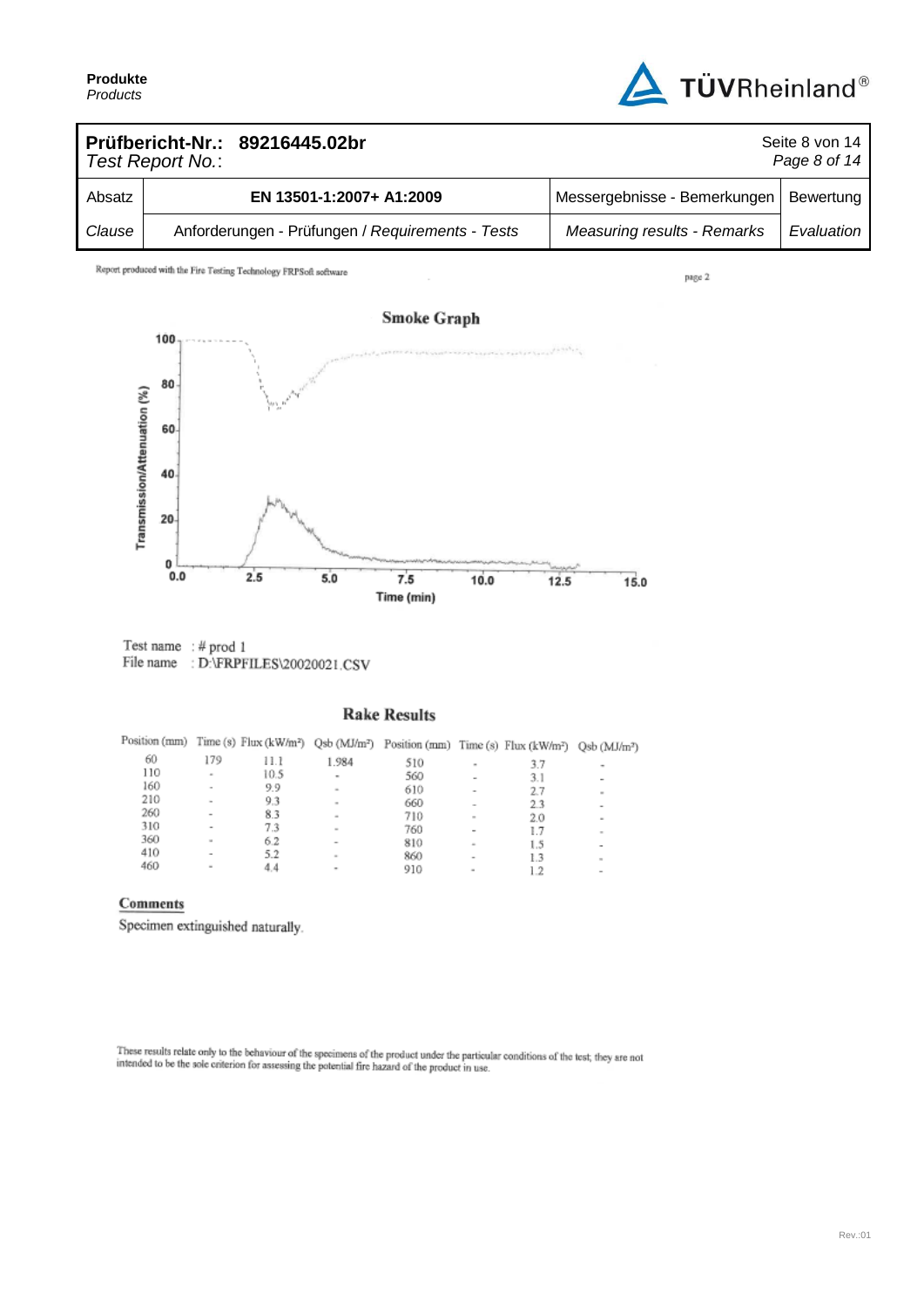| **Prüfbericht-Nr.:** **89216445.02br** *Test Report No.:* | | Seite 8 von 14 *Page 8 of 14* | |
|---|---|---|---|
| Absatz | **EN 13501-1:2007+ A1:2009** | Messergebnisse - Bemerkungen | Bewertung |
| *Clause* | Anforderungen - Prüfungen / *Requirements - Tests* | *Measuring results - Remarks* | *Evaluation* |

Report produced with the Fire Testing Technology FRPSoft software

page 2

## Smoke Graph

Transmission/Attenuation (%)

Time (min)

Test name : # prod 1
File name : D:\FRPFILES\20020021.CSV

## Rake Results

| Position (mm) | Time (s) | Flux (kW/m²) | Qsb (MJ/m²) | Position (mm) | Time (s) | Flux (kW/m²) | Qsb (MJ/m²) |
|---|---|---|---|---|---|---|---|
| 60 | 179 | 11.1 | 1.984 | 510 | - | 3.7 | - |
| 110 | - | 10.5 | - | 560 | - | 3.1 | - |
| 160 | - | 9.9 | - | 610 | - | 2.7 | - |
| 210 | - | 9.3 | - | 660 | - | 2.3 | - |
| 260 | - | 8.3 | - | 710 | - | 2.0 | - |
| 310 | - | 7.3 | - | 760 | - | 1.7 | - |
| 360 | - | 6.2 | - | 810 | - | 1.5 | - |
| 410 | - | 5.2 | - | 860 | - | 1.3 | - |
| 460 | - | 4.4 | - | 910 | - | 1.2 | - |

**Comments**

Specimen extinguished naturally.

These results relate only to the behaviour of the specimens of the product under the particular conditions of the test; they are not intended to be the sole criterion for assessing the potential fire hazard of the product in use.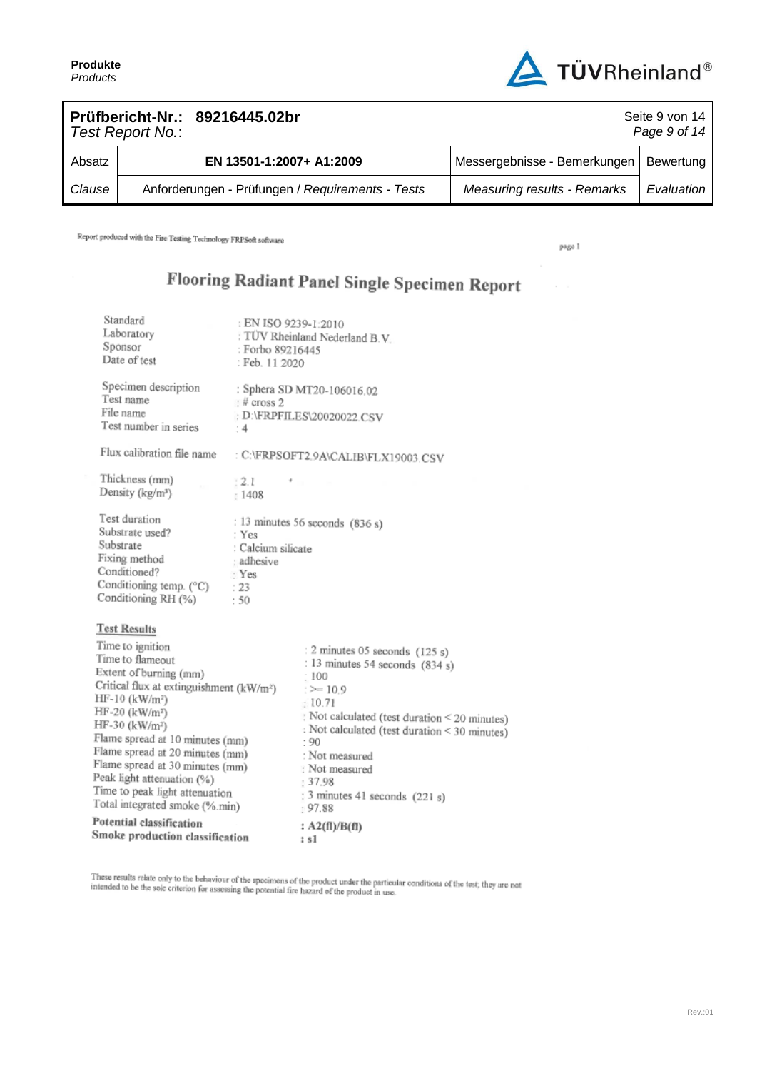| Absatz | EN 13501-1:2007+ A1:2009 | Messergebnisse - Bemerkungen | Bewertung |
|---|---|---|---|
| *Clause* | Anforderungen - Prüfungen / *Requirements - Tests* | *Measuring results - Remarks* | *Evaluation* |

Report produced with the Fire Testing Technology FRPSoft software

page 1

# Flooring Radiant Panel Single Specimen Report

| | |
|---|---|
| Standard | : EN ISO 9239-1:2010 |
| Laboratory | : TÜV Rheinland Nederland B.V. |
| Sponsor | : Forbo 89216445 |
| Date of test | : Feb. 11 2020 |

| | |
|---|---|
| Specimen description | : Sphera SD MT20-106016.02 |
| Test name | : # cross 2 |
| File name | : D:\FRPFILES\20020022.CSV |
| Test number in series | : 4 |

| | |
|---|---|
| Flux calibration file name | : C:\FRPSOFT2.9A\CALIB\FLX19003.CSV |

| | |
|---|---|
| Thickness (mm) | : 2.1 |
| Density (kg/m³) | : 1408 |

| | |
|---|---|
| Test duration | : 13 minutes 56 seconds (836 s) |
| Substrate used? | : Yes |
| Substrate | : Calcium silicate |
| Fixing method | : adhesive |
| Conditioned? | : Yes |
| Conditioning temp. (°C) | : 23 |
| Conditioning RH (%) | : 50 |

**Test Results**

| | |
|---|---|
| Time to ignition | : 2 minutes 05 seconds (125 s) |
| Time to flameout | : 13 minutes 54 seconds (834 s) |
| Extent of burning (mm) | : 100 |
| Critical flux at extinguishment (kW/m²) | : >= 10.9 |
| HF-10 (kW/m²) | : 10.71 |
| HF-20 (kW/m²) | : Not calculated (test duration < 20 minutes) |
| HF-30 (kW/m²) | : Not calculated (test duration < 30 minutes) |
| Flame spread at 10 minutes (mm) | : 90 |
| Flame spread at 20 minutes (mm) | : Not measured |
| Flame spread at 30 minutes (mm) | : Not measured |
| Peak light attenuation (%) | : 37.98 |
| Time to peak light attenuation | : 3 minutes 41 seconds (221 s) |
| Total integrated smoke (%.min) | : 97.88 |
| **Potential classification** | **: A2(fl)/B(fl)** |
| **Smoke production classification** | **: s1** |

These results relate only to the behaviour of the specimens of the product under the particular conditions of the test; they are not intended to be the sole criterion for assessing the potential fire hazard of the product in use.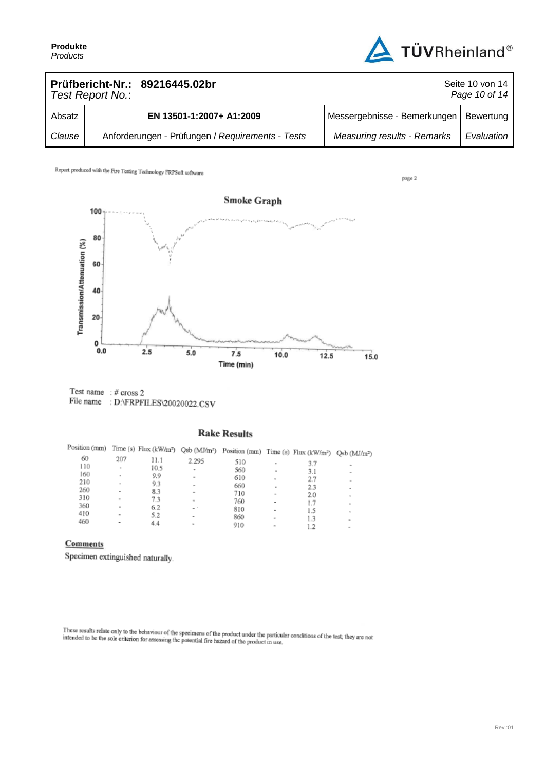| Prüfbericht-Nr.: 89216445.02br *Test Report No.*: | | Seite 10 von 14 *Page 10 of 14* | |
|---|---|---|---|
| Absatz | EN 13501-1:2007+ A1:2009 | Messergebnisse - Bemerkungen | Bewertung |
| *Clause* | Anforderungen - Prüfungen / *Requirements - Tests* | *Measuring results - Remarks* | *Evaluation* |

Report produced with the Fire Testing Technology FRPSoft software

page 2

**Smoke Graph**

Transmission/Attenuation (%)

100, 80, 60, 40, 20, 0

0.0, 2.5, 5.0, 7.5, 10.0, 12.5, 15.0

Time (min)

Test name : # cross 2
File name : D:\FRPFILES\20020022.CSV

## Rake Results

| Position (mm) | Time (s) | Flux (kW/m²) | Qsb (MJ/m²) | Position (mm) | Time (s) | Flux (kW/m²) | Qsb (MJ/m²) |
|---|---|---|---|---|---|---|---|
| 60 | 207 | 11.1 | 2.295 | 510 | - | 3.7 | - |
| 110 | - | 10.5 | - | 560 | - | 3.1 | - |
| 160 | - | 9.9 | - | 610 | - | 2.7 | - |
| 210 | - | 9.3 | - | 660 | - | 2.3 | - |
| 260 | - | 8.3 | - | 710 | - | 2.0 | - |
| 310 | - | 7.3 | - | 760 | - | 1.7 | - |
| 360 | - | 6.2 | - | 810 | - | 1.5 | - |
| 410 | - | 5.2 | - | 860 | - | 1.3 | - |
| 460 | - | 4.4 | - | 910 | - | 1.2 | - |

**Comments**

Specimen extinguished naturally.

These results relate only to the behaviour of the specimens of the product under the particular conditions of the test; they are not intended to be the sole criterion for assessing the potential fire hazard of the product in use.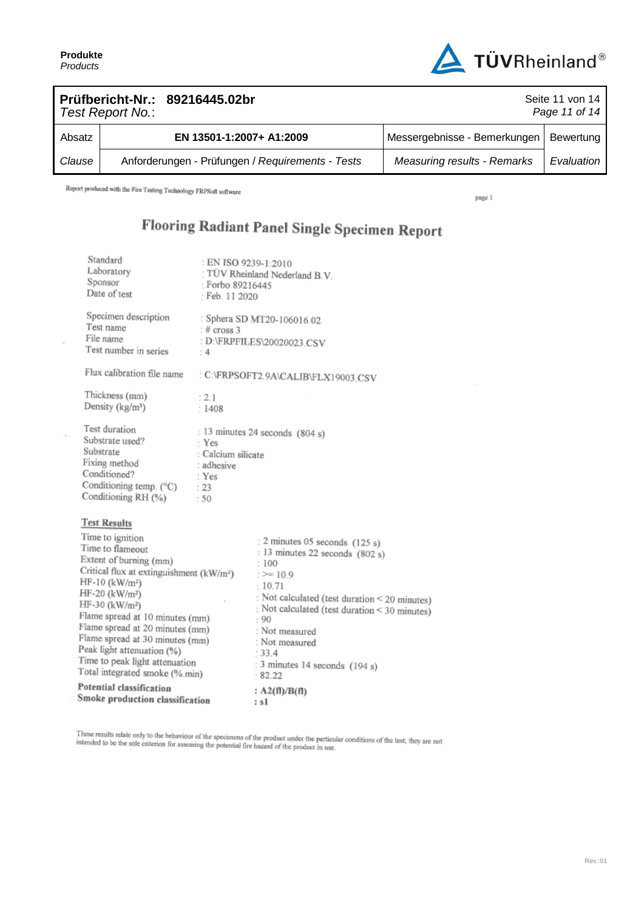**Prüfbericht-Nr.: 89216445.02br**
*Test Report No.:*

| Absatz | EN 13501-1:2007+ A1:2009 | Messergebnisse - Bemerkungen | Bewertung |
|---|---|---|---|
| *Clause* | Anforderungen - Prüfungen / *Requirements - Tests* | *Measuring results - Remarks* | *Evaluation* |

Report produced with the Fire Testing Technology FRPSoft software

page 1

# Flooring Radiant Panel Single Specimen Report

| | |
|---|---|
| Standard | : EN ISO 9239-1:2010 |
| Laboratory | : TÜV Rheinland Nederland B.V. |
| Sponsor | : Forbo 89216445 |
| Date of test | : Feb. 11 2020 |
| Specimen description | : Sphera SD MT20-106016.02 |
| Test name | : # cross 3 |
| File name | : D:\FRPFILES\20020023.CSV |
| Test number in series | : 4 |
| Flux calibration file name | : C:\FRPSOFT2.9A\CALIB\FLX19003.CSV |
| Thickness (mm) | : 2.1 |
| Density (kg/m³) | : 1408 |
| Test duration | : 13 minutes 24 seconds (804 s) |
| Substrate used? | : Yes |
| Substrate | : Calcium silicate |
| Fixing method | : adhesive |
| Conditioned? | : Yes |
| Conditioning temp. (°C) | : 23 |
| Conditioning RH (%) | : 50 |

## Test Results

| | |
|---|---|
| Time to ignition | : 2 minutes 05 seconds (125 s) |
| Time to flameout | : 13 minutes 22 seconds (802 s) |
| Extent of burning (mm) | : 100 |
| Critical flux at extinguishment (kW/m²) | : >= 10.9 |
| HF-10 (kW/m²) | : 10.71 |
| HF-20 (kW/m²) | : Not calculated (test duration < 20 minutes) |
| HF-30 (kW/m²) | : Not calculated (test duration < 30 minutes) |
| Flame spread at 10 minutes (mm) | : 90 |
| Flame spread at 20 minutes (mm) | : Not measured |
| Flame spread at 30 minutes (mm) | : Not measured |
| Peak light attenuation (%) | : 33.4 |
| Time to peak light attenuation | : 3 minutes 14 seconds (194 s) |
| Total integrated smoke (%.min) | : 82.22 |
| **Potential classification** | **: A2(fl)/B(fl)** |
| **Smoke production classification** | **: s1** |

These results relate only to the behaviour of the specimens of the product under the particular conditions of the test; they are not intended to be the sole criterion for assessing the potential fire hazard of the product in use.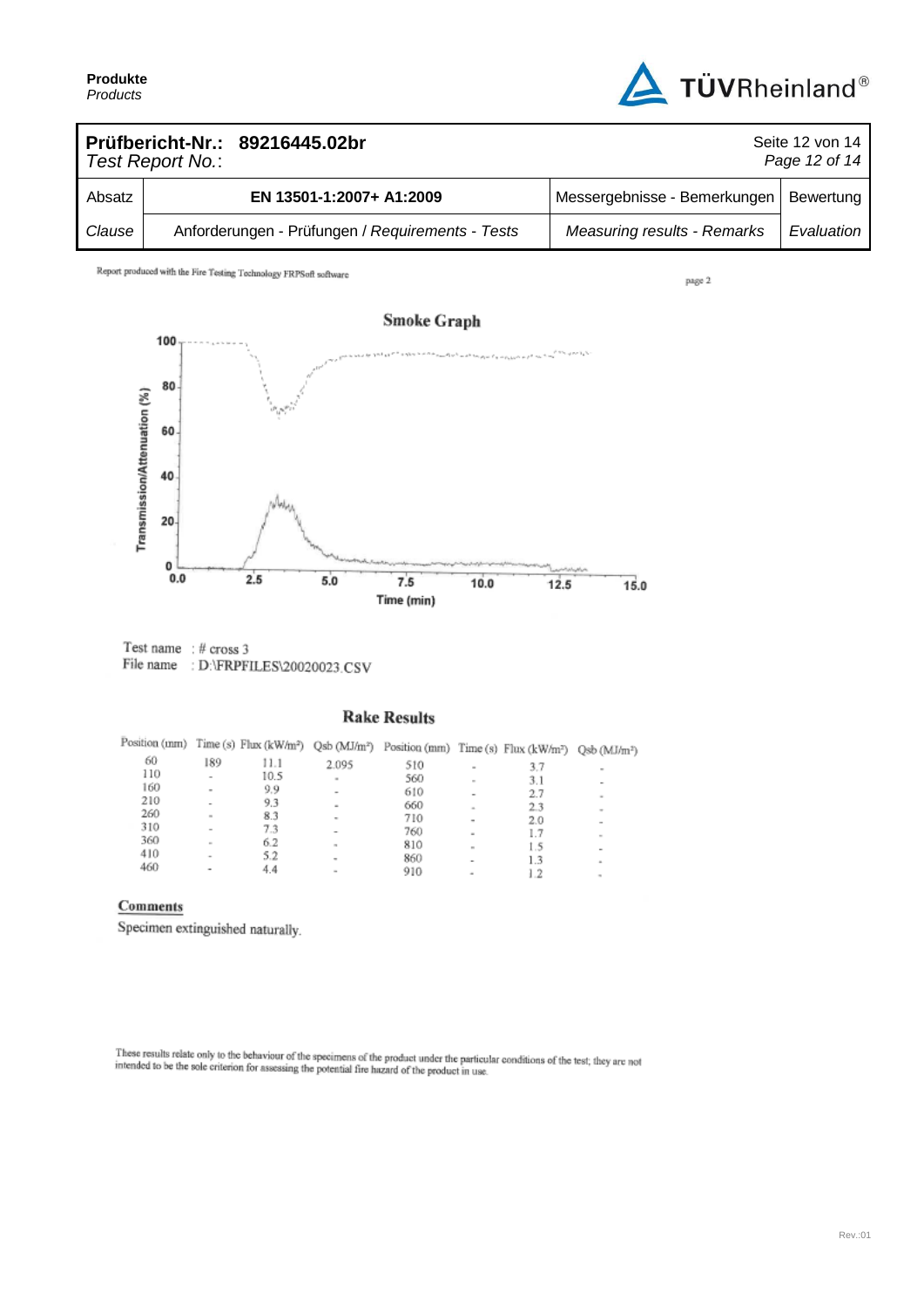| **Prüfbericht-Nr.:** 89216445.02br<br>*Test Report No.:* | | | |
|---|---|---|---|
| Absatz | **EN 13501-1:2007+ A1:2009** | Messergebnisse - Bemerkungen | Bewertung |
| *Clause* | Anforderungen - Prüfungen / *Requirements - Tests* | *Measuring results - Remarks* | *Evaluation* |

Report produced with the Fire Testing Technology FRPSoft software

page 2

**Smoke Graph**

Transmission/Attenuation (%)

Time (min)

Test name : # cross 3
File name : D:\FRPFILES\20020023.CSV

**Rake Results**

| Position (mm) | Time (s) | Flux (kW/m²) | Qsb (MJ/m²) | Position (mm) | Time (s) | Flux (kW/m²) | Qsb (MJ/m²) |
|---|---|---|---|---|---|---|---|
| 60 | 189 | 11.1 | 2.095 | 510 | - | 3.7 | - |
| 110 | - | 10.5 | - | 560 | - | 3.1 | - |
| 160 | - | 9.9 | - | 610 | - | 2.7 | - |
| 210 | - | 9.3 | - | 660 | - | 2.3 | - |
| 260 | - | 8.3 | - | 710 | - | 2.0 | - |
| 310 | - | 7.3 | - | 760 | - | 1.7 | - |
| 360 | - | 6.2 | - | 810 | - | 1.5 | - |
| 410 | - | 5.2 | - | 860 | - | 1.3 | - |
| 460 | - | 4.4 | - | 910 | - | 1.2 | - |

**Comments**

Specimen extinguished naturally.

These results relate only to the behaviour of the specimens of the product under the particular conditions of the test; they are not intended to be the sole criterion for assessing the potential fire hazard of the product in use.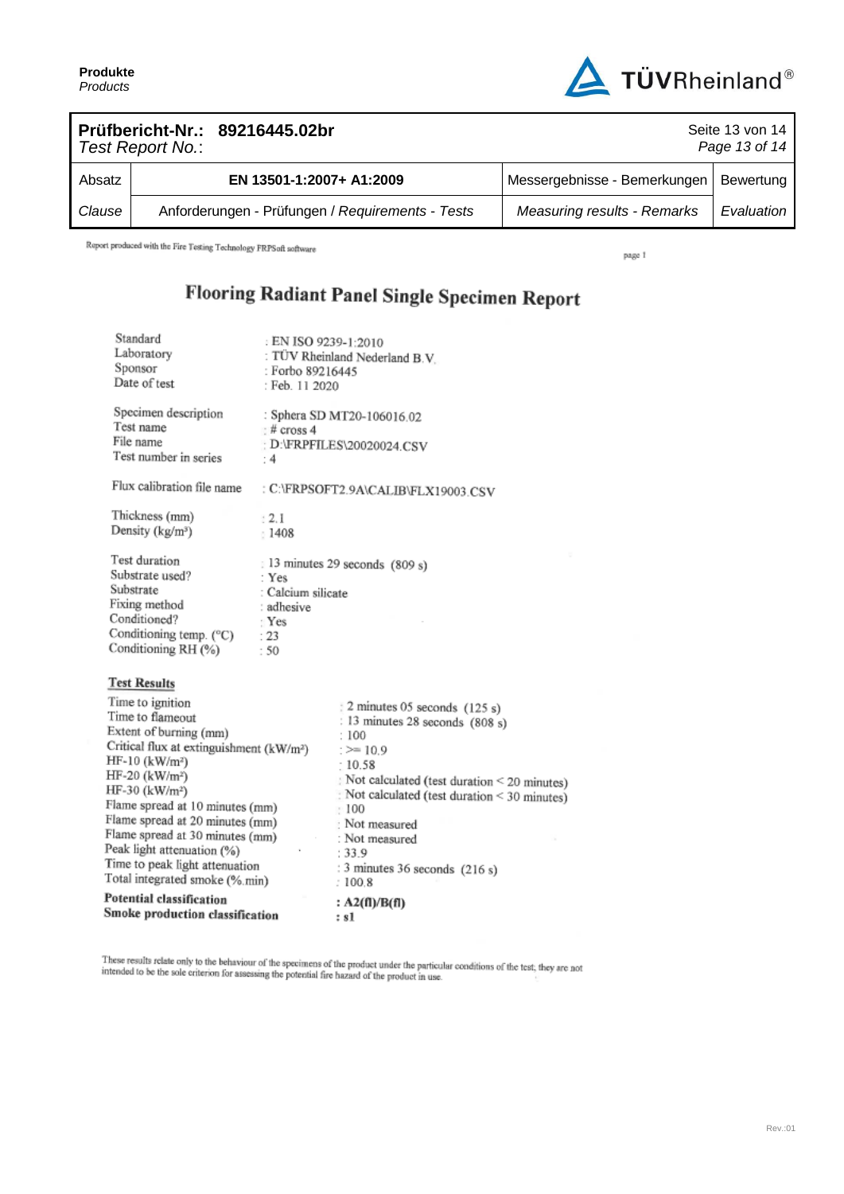| Absatz | EN 13501-1:2007+ A1:2009 | Messergebnisse - Bemerkungen | Bewertung |
|---|---|---|---|
| *Clause* | Anforderungen - Prüfungen / *Requirements - Tests* | *Measuring results - Remarks* | *Evaluation* |

Report produced with the Fire Testing Technology FRPSoft software

page 1

# Flooring Radiant Panel Single Specimen Report

| | |
|---|---|
| Standard | : EN ISO 9239-1:2010 |
| Laboratory | : TÜV Rheinland Nederland B.V. |
| Sponsor | : Forbo 89216445 |
| Date of test | : Feb. 11 2020 |
| Specimen description | : Sphera SD MT20-106016.02 |
| Test name | : # cross 4 |
| File name | : D:\FRPFILES\20020024.CSV |
| Test number in series | : 4 |
| Flux calibration file name | : C:\FRPSOFT2.9A\CALIB\FLX19003.CSV |
| Thickness (mm) | : 2.1 |
| Density (kg/m³) | : 1408 |
| Test duration | : 13 minutes 29 seconds (809 s) |
| Substrate used? | : Yes |
| Substrate | : Calcium silicate |
| Fixing method | : adhesive |
| Conditioned? | : Yes |
| Conditioning temp. (°C) | : 23 |
| Conditioning RH (%) | : 50 |

## Test Results

| | |
|---|---|
| Time to ignition | : 2 minutes 05 seconds (125 s) |
| Time to flameout | : 13 minutes 28 seconds (808 s) |
| Extent of burning (mm) | : 100 |
| Critical flux at extinguishment (kW/m²) | : >= 10.9 |
| HF-10 (kW/m²) | : 10.58 |
| HF-20 (kW/m²) | : Not calculated (test duration < 20 minutes) |
| HF-30 (kW/m²) | : Not calculated (test duration < 30 minutes) |
| Flame spread at 10 minutes (mm) | : 100 |
| Flame spread at 20 minutes (mm) | : Not measured |
| Flame spread at 30 minutes (mm) | : Not measured |
| Peak light attenuation (%) | : 33.9 |
| Time to peak light attenuation | : 3 minutes 36 seconds (216 s) |
| Total integrated smoke (%.min) | : 100.8 |
| **Potential classification** | **: A2(fl)/B(fl)** |
| **Smoke production classification** | **: s1** |

These results relate only to the behaviour of the specimens of the product under the particular conditions of the test; they are not intended to be the sole criterion for assessing the potential fire hazard of the product in use.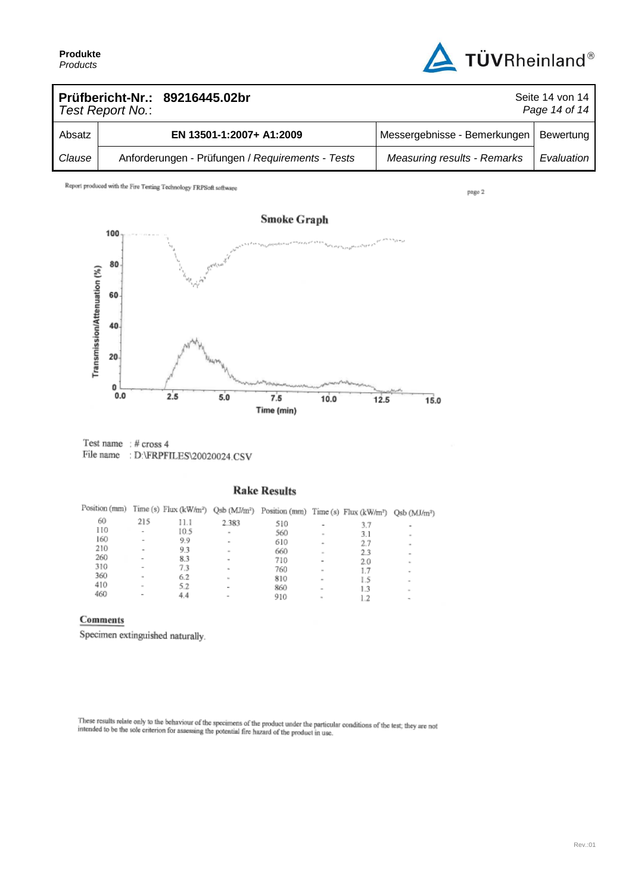| Prüfbericht-Nr.: 89216445.02br<br>*Test Report No.:* | | | |
|---|---|---|---|
| Absatz | EN 13501-1:2007+ A1:2009 | Messergebnisse - Bemerkungen | Bewertung |
| *Clause* | Anforderungen - Prüfungen / *Requirements - Tests* | *Measuring results - Remarks* | *Evaluation* |

Report produced with the Fire Testing Technology FRPSoft software

page 2

## Smoke Graph

Transmission/Attenuation (%)

100
80
60
40
20
0

0.0
2.5
5.0
7.5
10.0
12.5
15.0

Time (min)

Test name : # cross 4
File name : D:\FRPFILES\20020024.CSV

## Rake Results

| Position (mm) | Time (s) | Flux (kW/m²) | Qsb (MJ/m²) | Position (mm) | Time (s) | Flux (kW/m²) | Qsb (MJ/m²) |
|---|---|---|---|---|---|---|---|
| 60 | 215 | 11.1 | 2.383 | 510 | - | 3.7 | - |
| 110 | - | 10.5 | - | 560 | - | 3.1 | - |
| 160 | - | 9.9 | - | 610 | - | 2.7 | - |
| 210 | - | 9.3 | - | 660 | - | 2.3 | - |
| 260 | - | 8.3 | - | 710 | - | 2.0 | - |
| 310 | - | 7.3 | - | 760 | - | 1.7 | - |
| 360 | - | 6.2 | - | 810 | - | 1.5 | - |
| 410 | - | 5.2 | - | 860 | - | 1.3 | - |
| 460 | - | 4.4 | - | 910 | - | 1.2 | - |

### Comments

Specimen extinguished naturally.

These results relate only to the behaviour of the specimens of the product under the particular conditions of the test; they are not intended to be the sole criterion for assessing the potential fire hazard of the product in use.